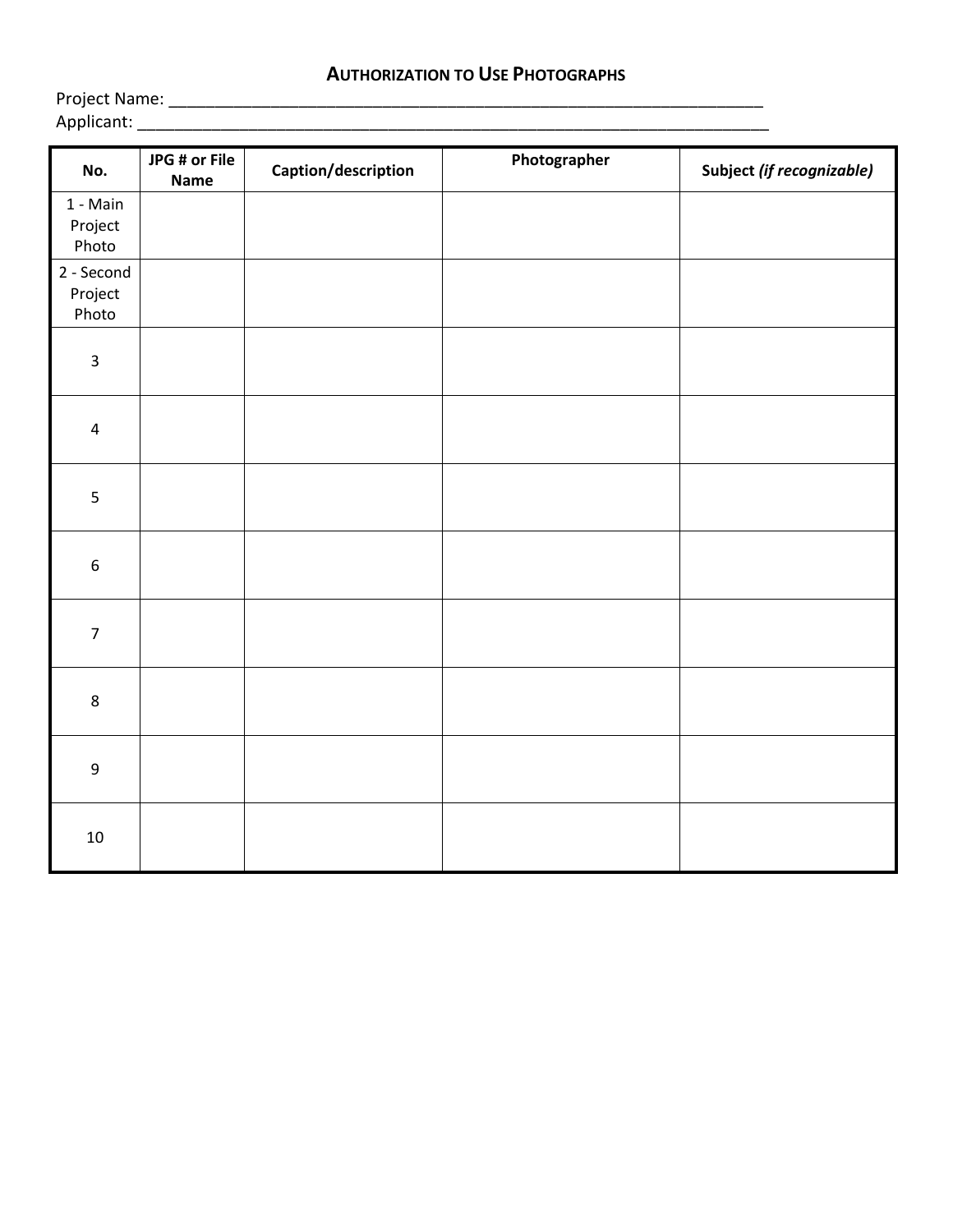# Authorization to Use Photographs

Project Name: ___________________________________________________________________

Applicant: _______________________________________________________________________

| No. | JPG # or File Name | Caption/description | Photographer | Subject *(if recognizable)* |
|---|---|---|---|---|
| 1 - Main Project Photo | | | | |
| 2 - Second Project Photo | | | | |
| 3 | | | | |
| 4 | | | | |
| 5 | | | | |
| 6 | | | | |
| 7 | | | | |
| 8 | | | | |
| 9 | | | | |
| 10 | | | | |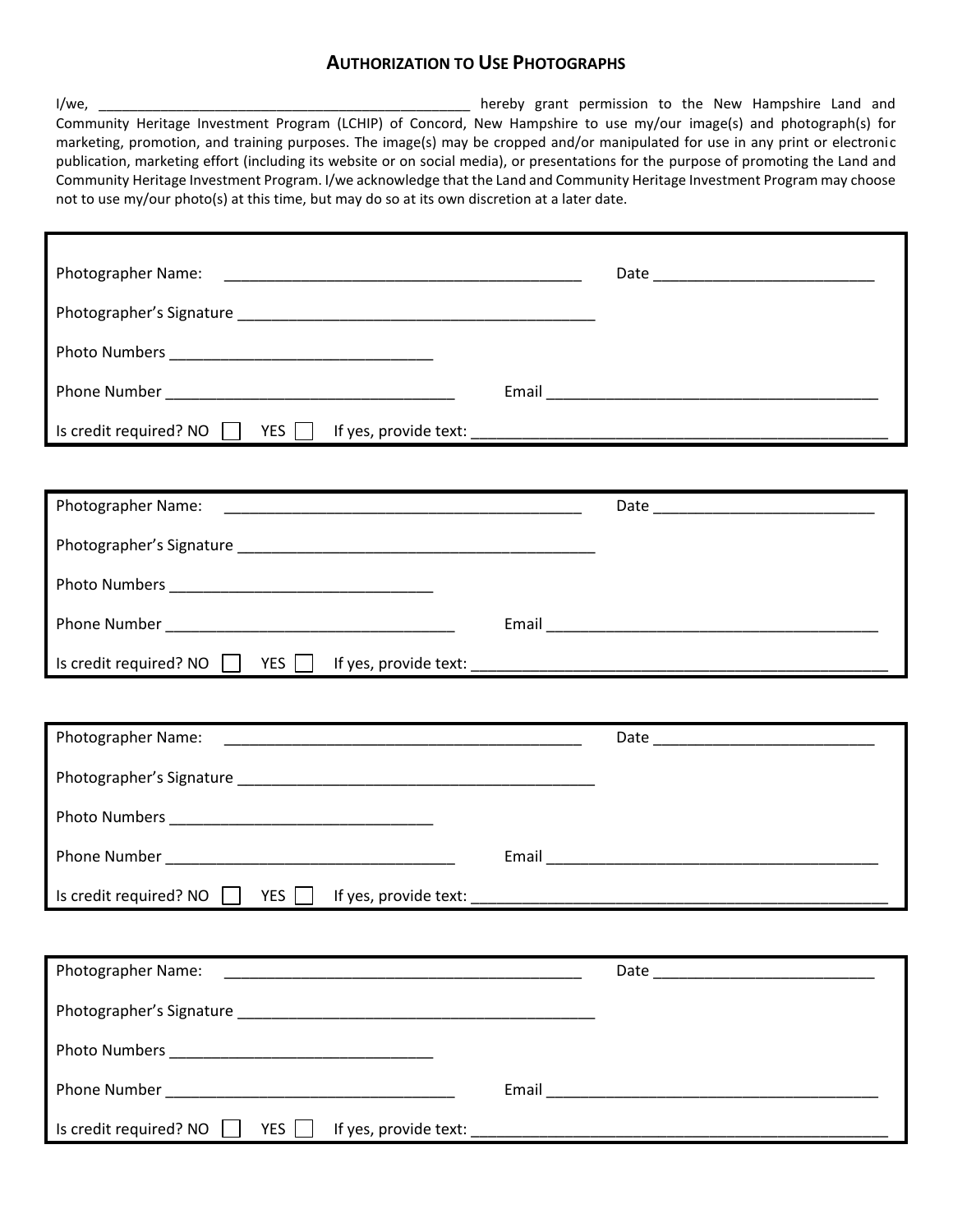## AUTHORIZATION TO USE PHOTOGRAPHS

I/we, ________________________________________________ hereby grant permission to the New Hampshire Land and Community Heritage Investment Program (LCHIP) of Concord, New Hampshire to use my/our image(s) and photograph(s) for marketing, promotion, and training purposes. The image(s) may be cropped and/or manipulated for use in any print or electronic publication, marketing effort (including its website or on social media), or presentations for the purpose of promoting the Land and Community Heritage Investment Program. I/we acknowledge that the Land and Community Heritage Investment Program may choose not to use my/our photo(s) at this time, but may do so at its own discretion at a later date.

---

Photographer Name: ___________________________________________ Date __________________________

Photographer's Signature ___________________________________________

Photo Numbers _______________________________

Phone Number __________________________________ Email _______________________________________

Is credit required? NO ☐ YES ☐ If yes, provide text: ________________________________________________

---

Photographer Name: ___________________________________________ Date __________________________

Photographer's Signature ___________________________________________

Photo Numbers _______________________________

Phone Number __________________________________ Email _______________________________________

Is credit required? NO ☐ YES ☐ If yes, provide text: ________________________________________________

---

Photographer Name: ___________________________________________ Date __________________________

Photographer's Signature ___________________________________________

Photo Numbers _______________________________

Phone Number __________________________________ Email _______________________________________

Is credit required? NO ☐ YES ☐ If yes, provide text: ________________________________________________

---

Photographer Name: ___________________________________________ Date __________________________

Photographer's Signature ___________________________________________

Photo Numbers _______________________________

Phone Number __________________________________ Email _______________________________________

Is credit required? NO ☐ YES ☐ If yes, provide text: ________________________________________________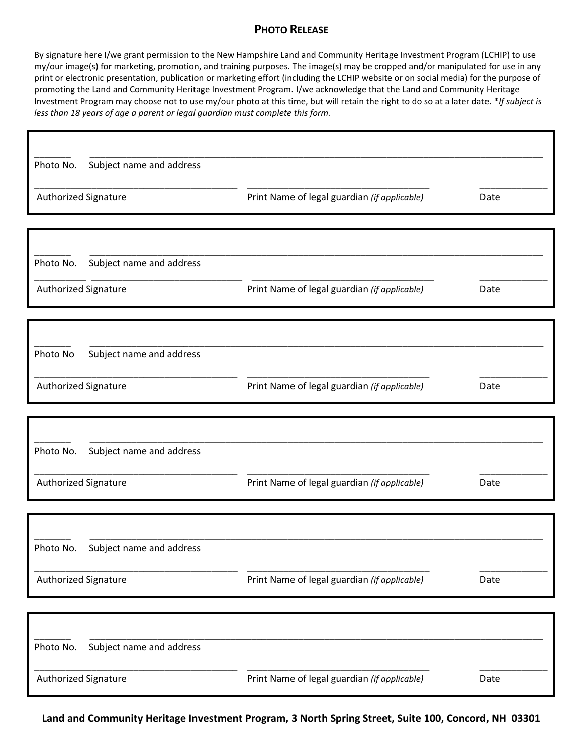## PHOTO RELEASE

By signature here I/we grant permission to the New Hampshire Land and Community Heritage Investment Program (LCHIP) to use my/our image(s) for marketing, promotion, and training purposes. The image(s) may be cropped and/or manipulated for use in any print or electronic presentation, publication or marketing effort (including the LCHIP website or on social media) for the purpose of promoting the Land and Community Heritage Investment Program. I/we acknowledge that the Land and Community Heritage Investment Program may choose not to use my/our photo at this time, but will retain the right to do so at a later date. **\****If subject is less than 18 years of age a parent or legal guardian must complete this form.*

_______ ______________________________________________________________________________

Photo No. Subject name and address

______________________________________ __________________________________ ____________

Authorized Signature Print Name of legal guardian *(if applicable)* Date

---

_______ ______________________________________________________________________________

Photo No. Subject name and address

__________ ____________________________ __________________________________ ____________

Authorized Signature Print Name of legal guardian *(if applicable)* Date

---

_______ ______________________________________________________________________________

Photo No Subject name and address

______________________________________ __________________________________ ____________

Authorized Signature Print Name of legal guardian *(if applicable)* Date

---

_______ ______________________________________________________________________________

Photo No. Subject name and address

______________________________________ __________________________________ ____________

Authorized Signature Print Name of legal guardian *(if applicable)* Date

---

_______ ______________________________________________________________________________

Photo No. Subject name and address

______________________________________ __________________________________ ____________

Authorized Signature Print Name of legal guardian *(if applicable)* Date

---

_______ ______________________________________________________________________________

Photo No. Subject name and address

______________________________________ __________________________________ ____________

Authorized Signature Print Name of legal guardian *(if applicable)* Date

---

**Land and Community Heritage Investment Program, 3 North Spring Street, Suite 100, Concord, NH 03301**